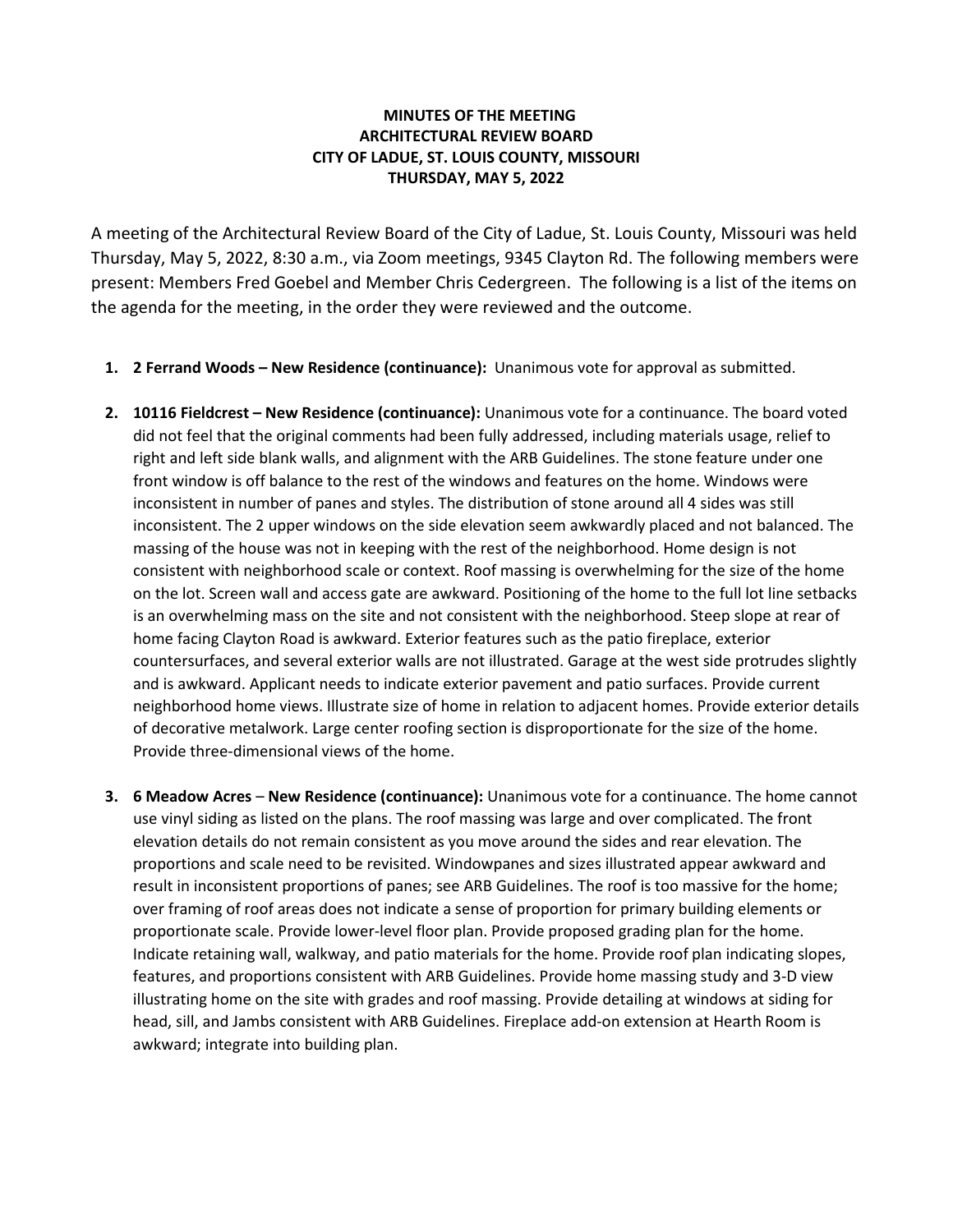**MINUTES OF THE MEETING**
**ARCHITECTURAL REVIEW BOARD**
**CITY OF LADUE, ST. LOUIS COUNTY, MISSOURI**
**THURSDAY, MAY 5, 2022**

A meeting of the Architectural Review Board of the City of Ladue, St. Louis County, Missouri was held Thursday, May 5, 2022, 8:30 a.m., via Zoom meetings, 9345 Clayton Rd. The following members were present: Members Fred Goebel and Member Chris Cedergreen. The following is a list of the items on the agenda for the meeting, in the order they were reviewed and the outcome.

1. **2 Ferrand Woods – New Residence (continuance):** Unanimous vote for approval as submitted.

2. **10116 Fieldcrest – New Residence (continuance):** Unanimous vote for a continuance. The board voted did not feel that the original comments had been fully addressed, including materials usage, relief to right and left side blank walls, and alignment with the ARB Guidelines. The stone feature under one front window is off balance to the rest of the windows and features on the home. Windows were inconsistent in number of panes and styles. The distribution of stone around all 4 sides was still inconsistent. The 2 upper windows on the side elevation seem awkwardly placed and not balanced. The massing of the house was not in keeping with the rest of the neighborhood. Home design is not consistent with neighborhood scale or context. Roof massing is overwhelming for the size of the home on the lot. Screen wall and access gate are awkward. Positioning of the home to the full lot line setbacks is an overwhelming mass on the site and not consistent with the neighborhood. Steep slope at rear of home facing Clayton Road is awkward. Exterior features such as the patio fireplace, exterior countersurfaces, and several exterior walls are not illustrated. Garage at the west side protrudes slightly and is awkward. Applicant needs to indicate exterior pavement and patio surfaces. Provide current neighborhood home views. Illustrate size of home in relation to adjacent homes. Provide exterior details of decorative metalwork. Large center roofing section is disproportionate for the size of the home. Provide three-dimensional views of the home.

3. **6 Meadow Acres – New Residence (continuance):** Unanimous vote for a continuance. The home cannot use vinyl siding as listed on the plans. The roof massing was large and over complicated. The front elevation details do not remain consistent as you move around the sides and rear elevation. The proportions and scale need to be revisited. Windowpanes and sizes illustrated appear awkward and result in inconsistent proportions of panes; see ARB Guidelines. The roof is too massive for the home; over framing of roof areas does not indicate a sense of proportion for primary building elements or proportionate scale. Provide lower-level floor plan. Provide proposed grading plan for the home. Indicate retaining wall, walkway, and patio materials for the home. Provide roof plan indicating slopes, features, and proportions consistent with ARB Guidelines. Provide home massing study and 3-D view illustrating home on the site with grades and roof massing. Provide detailing at windows at siding for head, sill, and Jambs consistent with ARB Guidelines. Fireplace add-on extension at Hearth Room is awkward; integrate into building plan.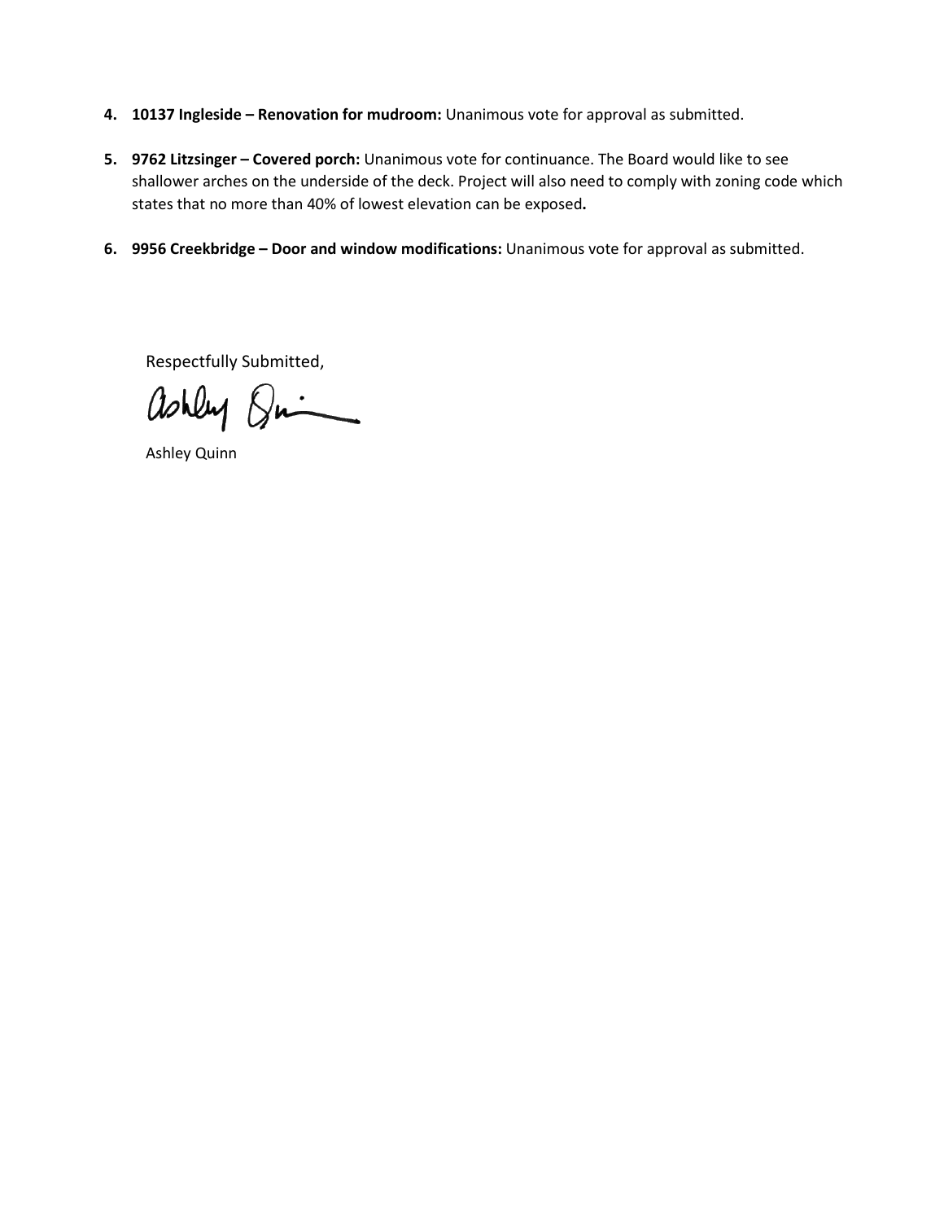4. **10137 Ingleside – Renovation for mudroom:** Unanimous vote for approval as submitted.

5. **9762 Litzsinger – Covered porch:** Unanimous vote for continuance. The Board would like to see shallower arches on the underside of the deck. Project will also need to comply with zoning code which states that no more than 40% of lowest elevation can be exposed**.**

6. **9956 Creekbridge – Door and window modifications:** Unanimous vote for approval as submitted.

Respectfully Submitted,

Ashley Quinn